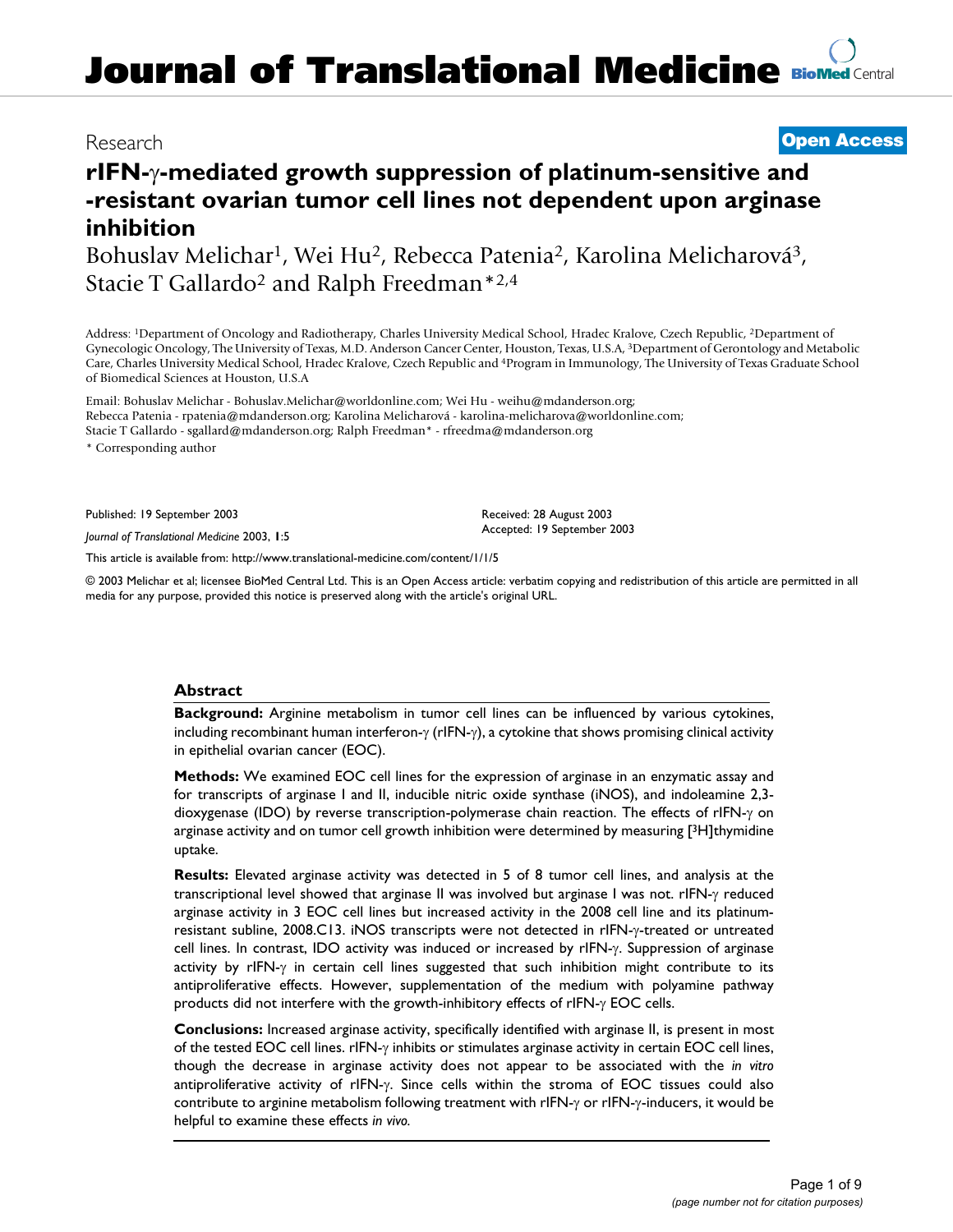Journal of Translational Medicine

Research

Open Access

# rIFN-γ-mediated growth suppression of platinum-sensitive and -resistant ovarian tumor cell lines not dependent upon arginase inhibition

Bohuslav Melichar[1], Wei Hu[2], Rebecca Patenia[2], Karolina Melicharová[3], Stacie T Gallardo[2] and Ralph Freedman*[2,4]

Address: [1]Department of Oncology and Radiotherapy, Charles University Medical School, Hradec Kralove, Czech Republic, [2]Department of Gynecologic Oncology, The University of Texas, M.D. Anderson Cancer Center, Houston, Texas, U.S.A, [3]Department of Gerontology and Metabolic Care, Charles University Medical School, Hradec Kralove, Czech Republic and [4]Program in Immunology, The University of Texas Graduate School of Biomedical Sciences at Houston, U.S.A

Email: Bohuslav Melichar - Bohuslav.Melichar@worldonline.com; Wei Hu - weihu@mdanderson.org; Rebecca Patenia - rpatenia@mdanderson.org; Karolina Melicharová - karolina-melicharova@worldonline.com; Stacie T Gallardo - sgallard@mdanderson.org; Ralph Freedman* - rfreedma@mdanderson.org

* Corresponding author

Published: 19 September 2003

*Journal of Translational Medicine* 2003, **1**:5

Received: 28 August 2003
Accepted: 19 September 2003

This article is available from: http://www.translational-medicine.com/content/1/1/5

© 2003 Melichar et al; licensee BioMed Central Ltd. This is an Open Access article: verbatim copying and redistribution of this article are permitted in all media for any purpose, provided this notice is preserved along with the article's original URL.

## Abstract

**Background:** Arginine metabolism in tumor cell lines can be influenced by various cytokines, including recombinant human interferon-γ (rIFN-γ), a cytokine that shows promising clinical activity in epithelial ovarian cancer (EOC).

**Methods:** We examined EOC cell lines for the expression of arginase in an enzymatic assay and for transcripts of arginase I and II, inducible nitric oxide synthase (iNOS), and indoleamine 2,3-dioxygenase (IDO) by reverse transcription-polymerase chain reaction. The effects of rIFN-γ on arginase activity and on tumor cell growth inhibition were determined by measuring [$^3$H]thymidine uptake.

**Results:** Elevated arginase activity was detected in 5 of 8 tumor cell lines, and analysis at the transcriptional level showed that arginase II was involved but arginase I was not. rIFN-γ reduced arginase activity in 3 EOC cell lines but increased activity in the 2008 cell line and its platinum-resistant subline, 2008.C13. iNOS transcripts were not detected in rIFN-γ-treated or untreated cell lines. In contrast, IDO activity was induced or increased by rIFN-γ. Suppression of arginase activity by rIFN-γ in certain cell lines suggested that such inhibition might contribute to its antiproliferative effects. However, supplementation of the medium with polyamine pathway products did not interfere with the growth-inhibitory effects of rIFN-γ EOC cells.

**Conclusions:** Increased arginase activity, specifically identified with arginase II, is present in most of the tested EOC cell lines. rIFN-γ inhibits or stimulates arginase activity in certain EOC cell lines, though the decrease in arginase activity does not appear to be associated with the *in vitro* antiproliferative activity of rIFN-γ. Since cells within the stroma of EOC tissues could also contribute to arginine metabolism following treatment with rIFN-γ or rIFN-γ-inducers, it would be helpful to examine these effects *in vivo*.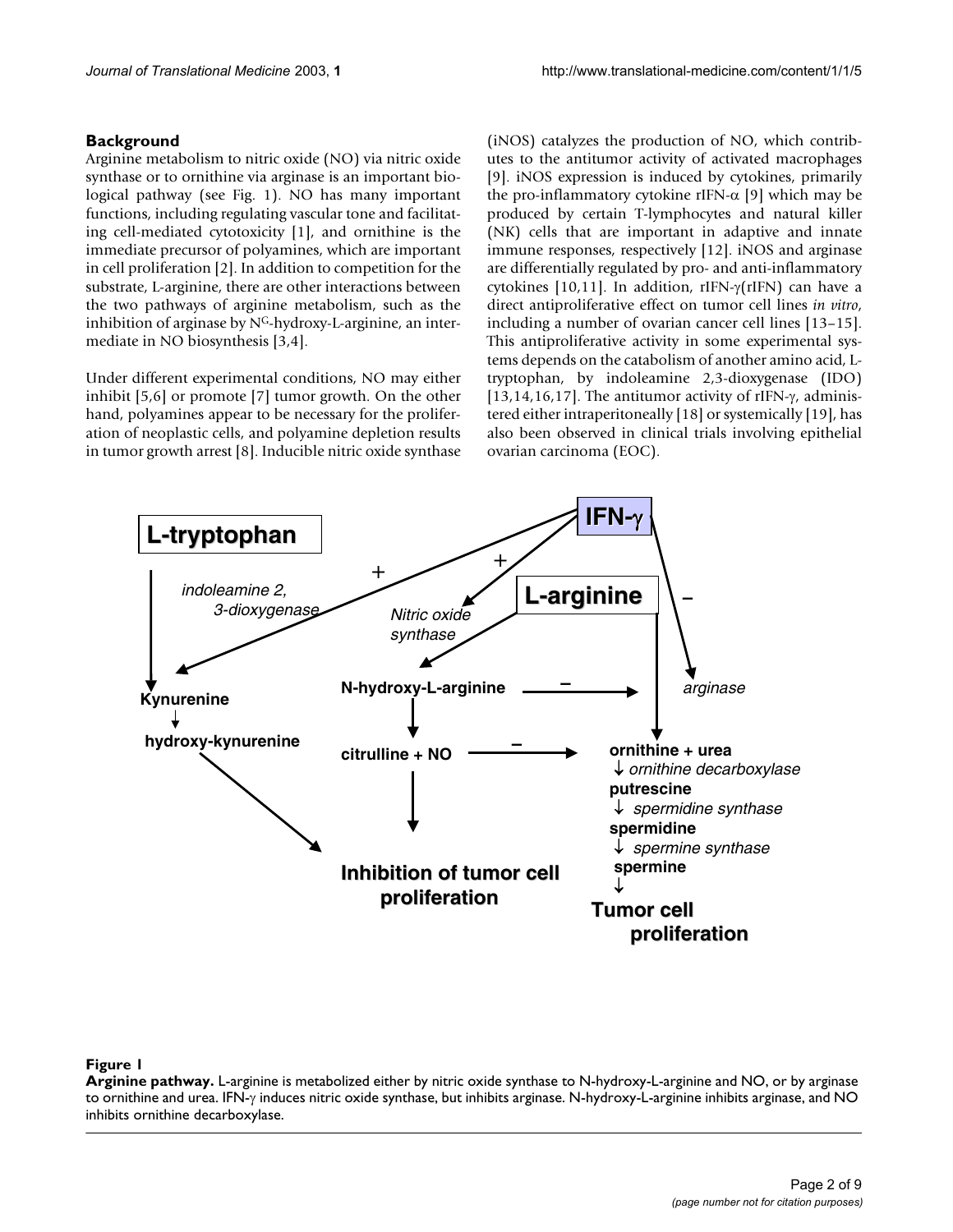## Background

Arginine metabolism to nitric oxide (NO) via nitric oxide synthase or to ornithine via arginase is an important biological pathway (see Fig. 1). NO has many important functions, including regulating vascular tone and facilitating cell-mediated cytotoxicity [1], and ornithine is the immediate precursor of polyamines, which are important in cell proliferation [2]. In addition to competition for the substrate, L-arginine, there are other interactions between the two pathways of arginine metabolism, such as the inhibition of arginase by N[G]-hydroxy-L-arginine, an intermediate in NO biosynthesis [3,4].

Under different experimental conditions, NO may either inhibit [5,6] or promote [7] tumor growth. On the other hand, polyamines appear to be necessary for the proliferation of neoplastic cells, and polyamine depletion results in tumor growth arrest [8]. Inducible nitric oxide synthase (iNOS) catalyzes the production of NO, which contributes to the antitumor activity of activated macrophages [9]. iNOS expression is induced by cytokines, primarily the pro-inflammatory cytokine rIFN-α [9] which may be produced by certain T-lymphocytes and natural killer (NK) cells that are important in adaptive and innate immune responses, respectively [12]. iNOS and arginase are differentially regulated by pro- and anti-inflammatory cytokines [10,11]. In addition, rIFN-γ(rIFN) can have a direct antiproliferative effect on tumor cell lines *in vitro*, including a number of ovarian cancer cell lines [13–15]. This antiproliferative activity in some experimental systems depends on the catabolism of another amino acid, L-tryptophan, by indoleamine 2,3-dioxygenase (IDO) [13,14,16,17]. The antitumor activity of rIFN-γ, administered either intraperitoneally [18] or systemically [19], has also been observed in clinical trials involving epithelial ovarian carcinoma (EOC).

**Figure 1**

**Arginine pathway.** L-arginine is metabolized either by nitric oxide synthase to N-hydroxy-L-arginine and NO, or by arginase to ornithine and urea. IFN-γ induces nitric oxide synthase, but inhibits arginase. N-hydroxy-L-arginine inhibits arginase, and NO inhibits ornithine decarboxylase.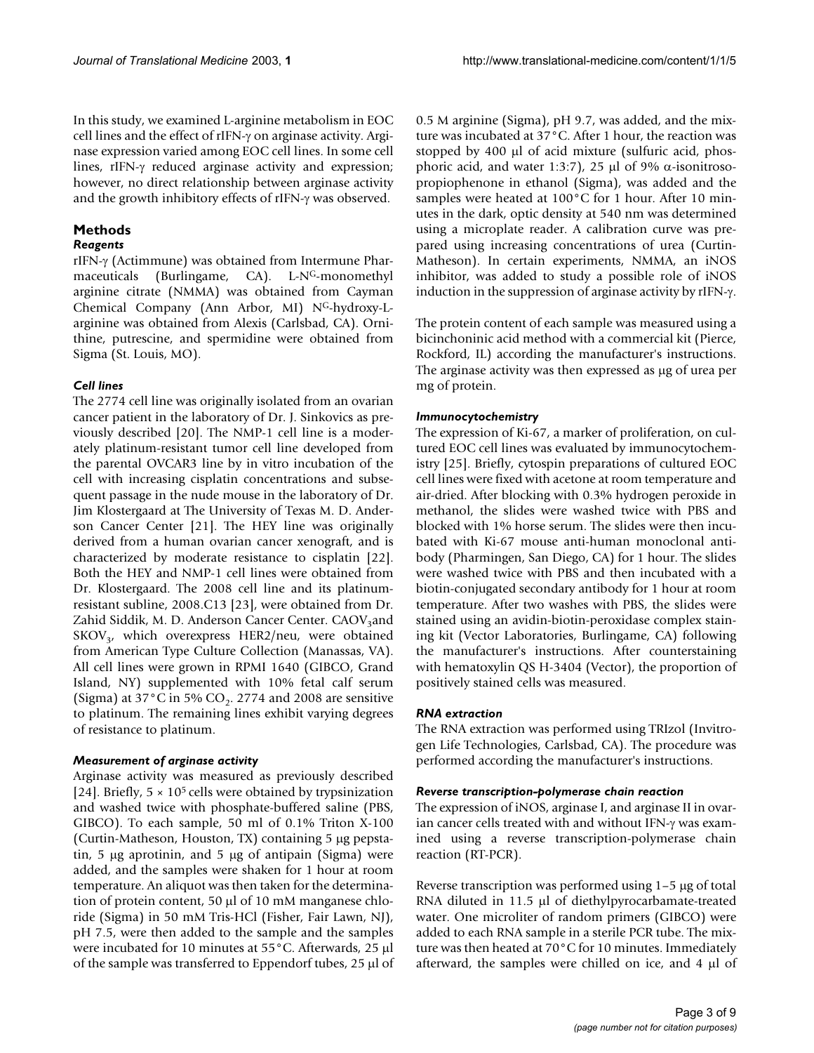In this study, we examined L-arginine metabolism in EOC cell lines and the effect of rIFN-γ on arginase activity. Arginase expression varied among EOC cell lines. In some cell lines, rIFN-γ reduced arginase activity and expression; however, no direct relationship between arginase activity and the growth inhibitory effects of rIFN-γ was observed.

## Methods

### Reagents

rIFN-γ (Actimmune) was obtained from Intermune Pharmaceuticals (Burlingame, CA). L-N$^G$-monomethyl arginine citrate (NMMA) was obtained from Cayman Chemical Company (Ann Arbor, MI) N$^G$-hydroxy-L-arginine was obtained from Alexis (Carlsbad, CA). Ornithine, putrescine, and spermidine were obtained from Sigma (St. Louis, MO).

### Cell lines

The 2774 cell line was originally isolated from an ovarian cancer patient in the laboratory of Dr. J. Sinkovics as previously described [20]. The NMP-1 cell line is a moderately platinum-resistant tumor cell line developed from the parental OVCAR3 line by in vitro incubation of the cell with increasing cisplatin concentrations and subsequent passage in the nude mouse in the laboratory of Dr. Jim Klostergaard at The University of Texas M. D. Anderson Cancer Center [21]. The HEY line was originally derived from a human ovarian cancer xenograft, and is characterized by moderate resistance to cisplatin [22]. Both the HEY and NMP-1 cell lines were obtained from Dr. Klostergaard. The 2008 cell line and its platinum-resistant subline, 2008.C13 [23], were obtained from Dr. Zahid Siddik, M. D. Anderson Cancer Center. $CAOV_3$and $SKOV_3$, which overexpress HER2/neu, were obtained from American Type Culture Collection (Manassas, VA). All cell lines were grown in RPMI 1640 (GIBCO, Grand Island, NY) supplemented with 10% fetal calf serum (Sigma) at 37°C in 5% $CO_2$. 2774 and 2008 are sensitive to platinum. The remaining lines exhibit varying degrees of resistance to platinum.

### Measurement of arginase activity

Arginase activity was measured as previously described [24]. Briefly, $5 \times 10^5$ cells were obtained by trypsinization and washed twice with phosphate-buffered saline (PBS, GIBCO). To each sample, 50 ml of 0.1% Triton X-100 (Curtin-Matheson, Houston, TX) containing 5 μg pepstatin, 5 μg aprotinin, and 5 μg of antipain (Sigma) were added, and the samples were shaken for 1 hour at room temperature. An aliquot was then taken for the determination of protein content, 50 μl of 10 mM manganese chloride (Sigma) in 50 mM Tris-HCl (Fisher, Fair Lawn, NJ), pH 7.5, were then added to the sample and the samples were incubated for 10 minutes at 55°C. Afterwards, 25 μl of the sample was transferred to Eppendorf tubes, 25 μl of 0.5 M arginine (Sigma), pH 9.7, was added, and the mixture was incubated at 37°C. After 1 hour, the reaction was stopped by 400 μl of acid mixture (sulfuric acid, phosphoric acid, and water 1:3:7), 25 μl of 9% α-isonitrosopropiophenone in ethanol (Sigma), was added and the samples were heated at 100°C for 1 hour. After 10 minutes in the dark, optic density at 540 nm was determined using a microplate reader. A calibration curve was prepared using increasing concentrations of urea (Curtin-Matheson). In certain experiments, NMMA, an iNOS inhibitor, was added to study a possible role of iNOS induction in the suppression of arginase activity by rIFN-γ.

The protein content of each sample was measured using a bicinchoninic acid method with a commercial kit (Pierce, Rockford, IL) according the manufacturer's instructions. The arginase activity was then expressed as μg of urea per mg of protein.

### Immunocytochemistry

The expression of Ki-67, a marker of proliferation, on cultured EOC cell lines was evaluated by immunocytochemistry [25]. Briefly, cytospin preparations of cultured EOC cell lines were fixed with acetone at room temperature and air-dried. After blocking with 0.3% hydrogen peroxide in methanol, the slides were washed twice with PBS and blocked with 1% horse serum. The slides were then incubated with Ki-67 mouse anti-human monoclonal antibody (Pharmingen, San Diego, CA) for 1 hour. The slides were washed twice with PBS and then incubated with a biotin-conjugated secondary antibody for 1 hour at room temperature. After two washes with PBS, the slides were stained using an avidin-biotin-peroxidase complex staining kit (Vector Laboratories, Burlingame, CA) following the manufacturer's instructions. After counterstaining with hematoxylin QS H-3404 (Vector), the proportion of positively stained cells was measured.

### RNA extraction

The RNA extraction was performed using TRIzol (Invitrogen Life Technologies, Carlsbad, CA). The procedure was performed according the manufacturer's instructions.

### Reverse transcription-polymerase chain reaction

The expression of iNOS, arginase I, and arginase II in ovarian cancer cells treated with and without IFN-γ was examined using a reverse transcription-polymerase chain reaction (RT-PCR).

Reverse transcription was performed using 1–5 μg of total RNA diluted in 11.5 μl of diethylpyrocarbamate-treated water. One microliter of random primers (GIBCO) were added to each RNA sample in a sterile PCR tube. The mixture was then heated at 70°C for 10 minutes. Immediately afterward, the samples were chilled on ice, and 4 μl of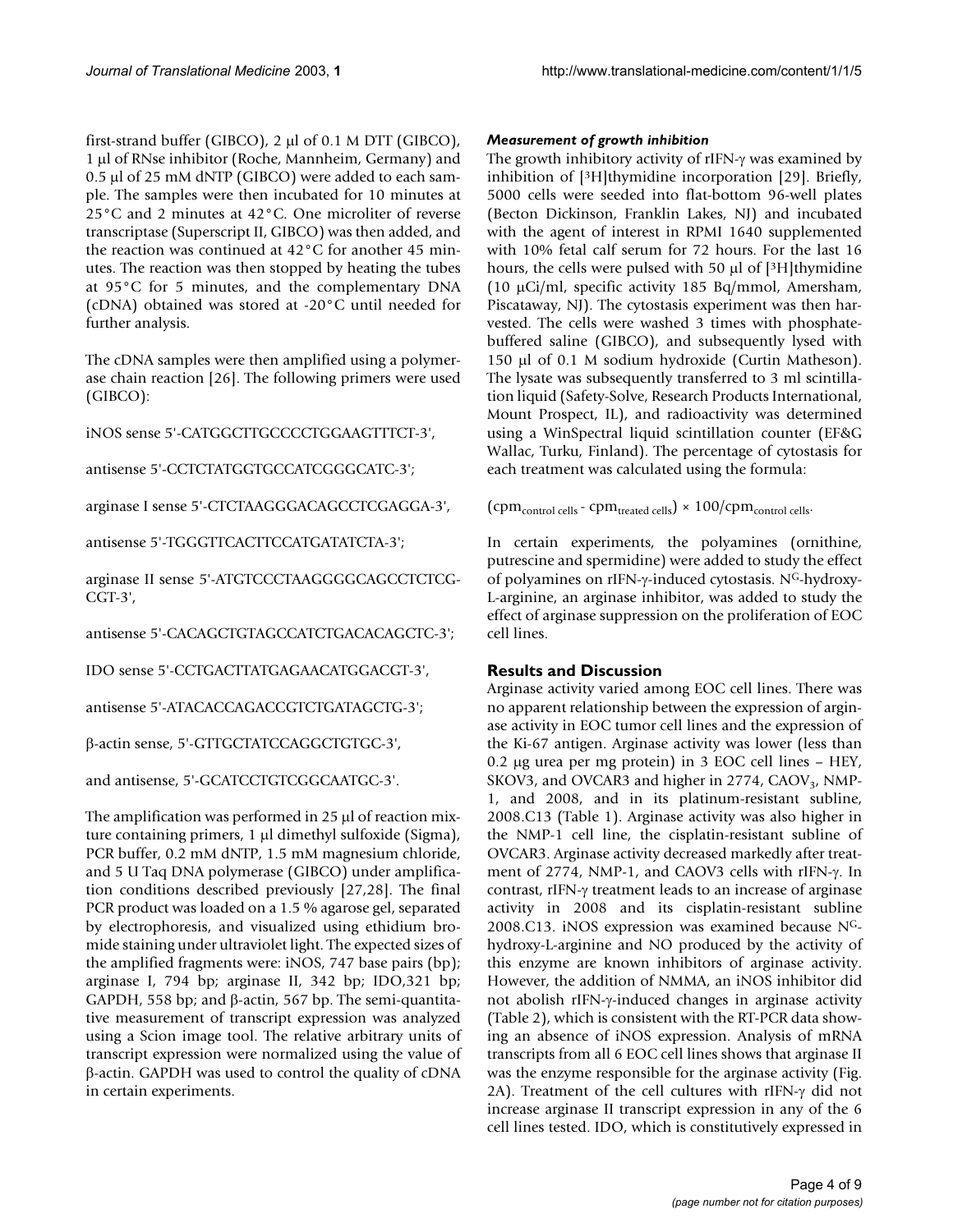first-strand buffer (GIBCO), 2 μl of 0.1 M DTT (GIBCO), 1 μl of RNse inhibitor (Roche, Mannheim, Germany) and 0.5 μl of 25 mM dNTP (GIBCO) were added to each sample. The samples were then incubated for 10 minutes at 25°C and 2 minutes at 42°C. One microliter of reverse transcriptase (Superscript II, GIBCO) was then added, and the reaction was continued at 42°C for another 45 minutes. The reaction was then stopped by heating the tubes at 95°C for 5 minutes, and the complementary DNA (cDNA) obtained was stored at -20°C until needed for further analysis.

The cDNA samples were then amplified using a polymerase chain reaction [26]. The following primers were used (GIBCO):

iNOS sense 5'-CATGGCTTGCCCCTGGAAGTTTCT-3',

antisense 5'-CCTCTATGGTGCCATCGGGCATC-3';

arginase I sense 5'-CTCTAAGGGACAGCCTCGAGGA-3',

antisense 5'-TGGGTTCACTTCCATGATATCTA-3';

arginase II sense 5'-ATGTCCCTAAGGGGCAGCCTCTCG-CGT-3',

antisense 5'-CACAGCTGTAGCCATCTGACACAGCTC-3';

IDO sense 5'-CCTGACTTATGAGAACATGGACGT-3',

antisense 5'-ATACACCAGACCGTCTGATAGCTG-3';

β-actin sense, 5'-GTTGCTATCCAGGCTGTGC-3',

and antisense, 5'-GCATCCTGTCGGCAATGC-3'.

The amplification was performed in 25 μl of reaction mixture containing primers, 1 μl dimethyl sulfoxide (Sigma), PCR buffer, 0.2 mM dNTP, 1.5 mM magnesium chloride, and 5 U Taq DNA polymerase (GIBCO) under amplification conditions described previously [27,28]. The final PCR product was loaded on a 1.5 % agarose gel, separated by electrophoresis, and visualized using ethidium bromide staining under ultraviolet light. The expected sizes of the amplified fragments were: iNOS, 747 base pairs (bp); arginase I, 794 bp; arginase II, 342 bp; IDO,321 bp; GAPDH, 558 bp; and β-actin, 567 bp. The semi-quantitative measurement of transcript expression was analyzed using a Scion image tool. The relative arbitrary units of transcript expression were normalized using the value of β-actin. GAPDH was used to control the quality of cDNA in certain experiments.

### *Measurement of growth inhibition*

The growth inhibitory activity of rIFN-γ was examined by inhibition of [$^3$H]thymidine incorporation [29]. Briefly, 5000 cells were seeded into flat-bottom 96-well plates (Becton Dickinson, Franklin Lakes, NJ) and incubated with the agent of interest in RPMI 1640 supplemented with 10% fetal calf serum for 72 hours. For the last 16 hours, the cells were pulsed with 50 μl of [$^3$H]thymidine (10 μCi/ml, specific activity 185 Bq/mmol, Amersham, Piscataway, NJ). The cytostasis experiment was then harvested. The cells were washed 3 times with phosphate-buffered saline (GIBCO), and subsequently lysed with 150 μl of 0.1 M sodium hydroxide (Curtin Matheson). The lysate was subsequently transferred to 3 ml scintillation liquid (Safety-Solve, Research Products International, Mount Prospect, IL), and radioactivity was determined using a WinSpectral liquid scintillation counter (EF&G Wallac, Turku, Finland). The percentage of cytostasis for each treatment was calculated using the formula:

$$(cpm_{\text{control cells}} - cpm_{\text{treated cells}}) \times 100/cpm_{\text{control cells}}.$$

In certain experiments, the polyamines (ornithine, putrescine and spermidine) were added to study the effect of polyamines on rIFN-γ-induced cytostasis. N$^G$-hydroxy-L-arginine, an arginase inhibitor, was added to study the effect of arginase suppression on the proliferation of EOC cell lines.

## Results and Discussion

Arginase activity varied among EOC cell lines. There was no apparent relationship between the expression of arginase activity in EOC tumor cell lines and the expression of the Ki-67 antigen. Arginase activity was lower (less than 0.2 μg urea per mg protein) in 3 EOC cell lines – HEY, SKOV3, and OVCAR3 and higher in 2774, CAOV$_3$, NMP-1, and 2008, and in its platinum-resistant subline, 2008.C13 (Table 1). Arginase activity was also higher in the NMP-1 cell line, the cisplatin-resistant subline of OVCAR3. Arginase activity decreased markedly after treatment of 2774, NMP-1, and CAOV3 cells with rIFN-γ. In contrast, rIFN-γ treatment leads to an increase of arginase activity in 2008 and its cisplatin-resistant subline 2008.C13. iNOS expression was examined because N$^G$-hydroxy-L-arginine and NO produced by the activity of this enzyme are known inhibitors of arginase activity. However, the addition of NMMA, an iNOS inhibitor did not abolish rIFN-γ-induced changes in arginase activity (Table 2), which is consistent with the RT-PCR data showing an absence of iNOS expression. Analysis of mRNA transcripts from all 6 EOC cell lines shows that arginase II was the enzyme responsible for the arginase activity (Fig. 2A). Treatment of the cell cultures with rIFN-γ did not increase arginase II transcript expression in any of the 6 cell lines tested. IDO, which is constitutively expressed in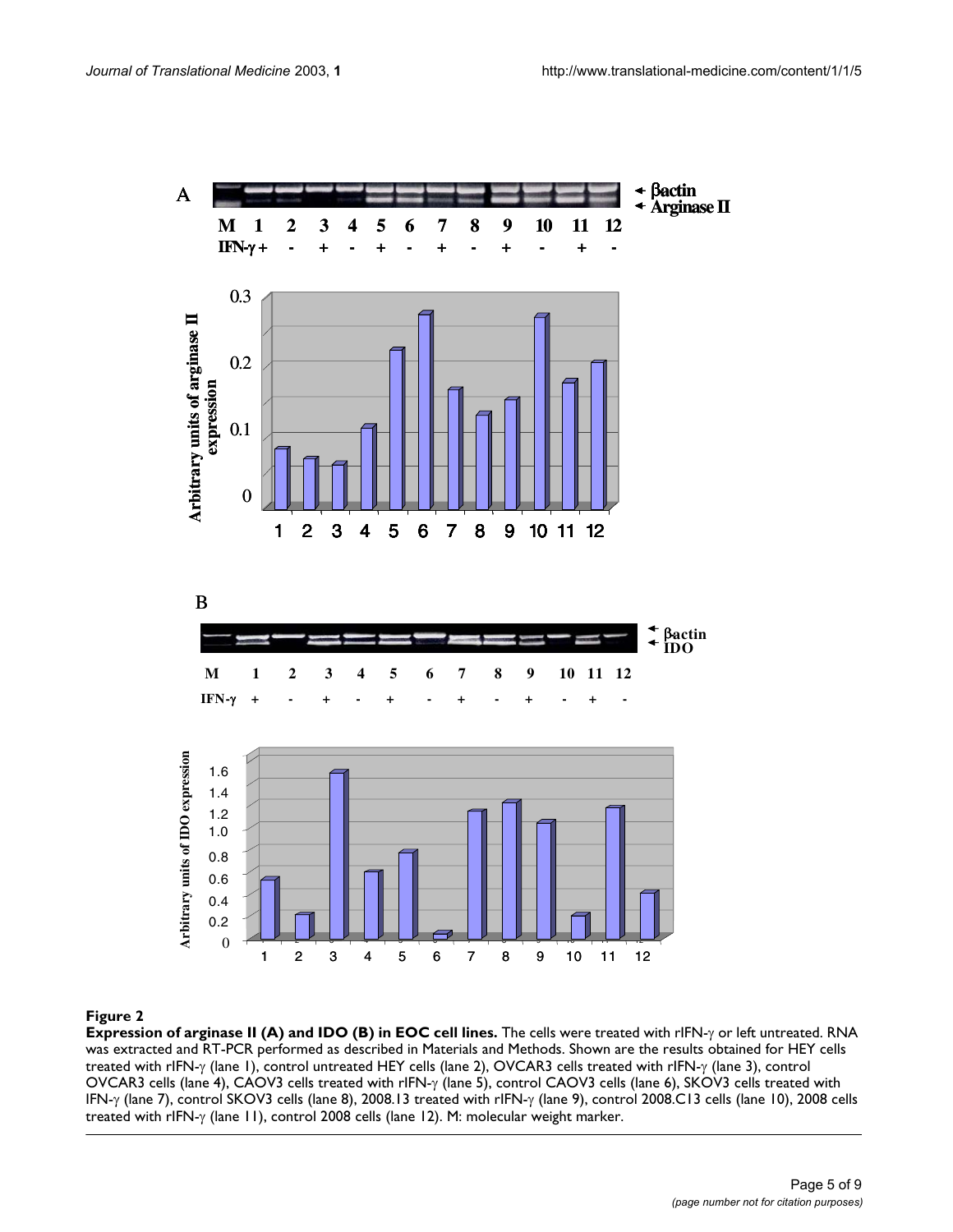**Figure 2**

**Expression of arginase II (A) and IDO (B) in EOC cell lines.** The cells were treated with rIFN-γ or left untreated. RNA was extracted and RT-PCR performed as described in Materials and Methods. Shown are the results obtained for HEY cells treated with rIFN-γ (lane 1), control untreated HEY cells (lane 2), OVCAR3 cells treated with rIFN-γ (lane 3), control OVCAR3 cells (lane 4), CAOV3 cells treated with rIFN-γ (lane 5), control CAOV3 cells (lane 6), SKOV3 cells treated with IFN-γ (lane 7), control SKOV3 cells (lane 8), 2008.13 treated with rIFN-γ (lane 9), control 2008.C13 cells (lane 10), 2008 cells treated with rIFN-γ (lane 11), control 2008 cells (lane 12). M: molecular weight marker.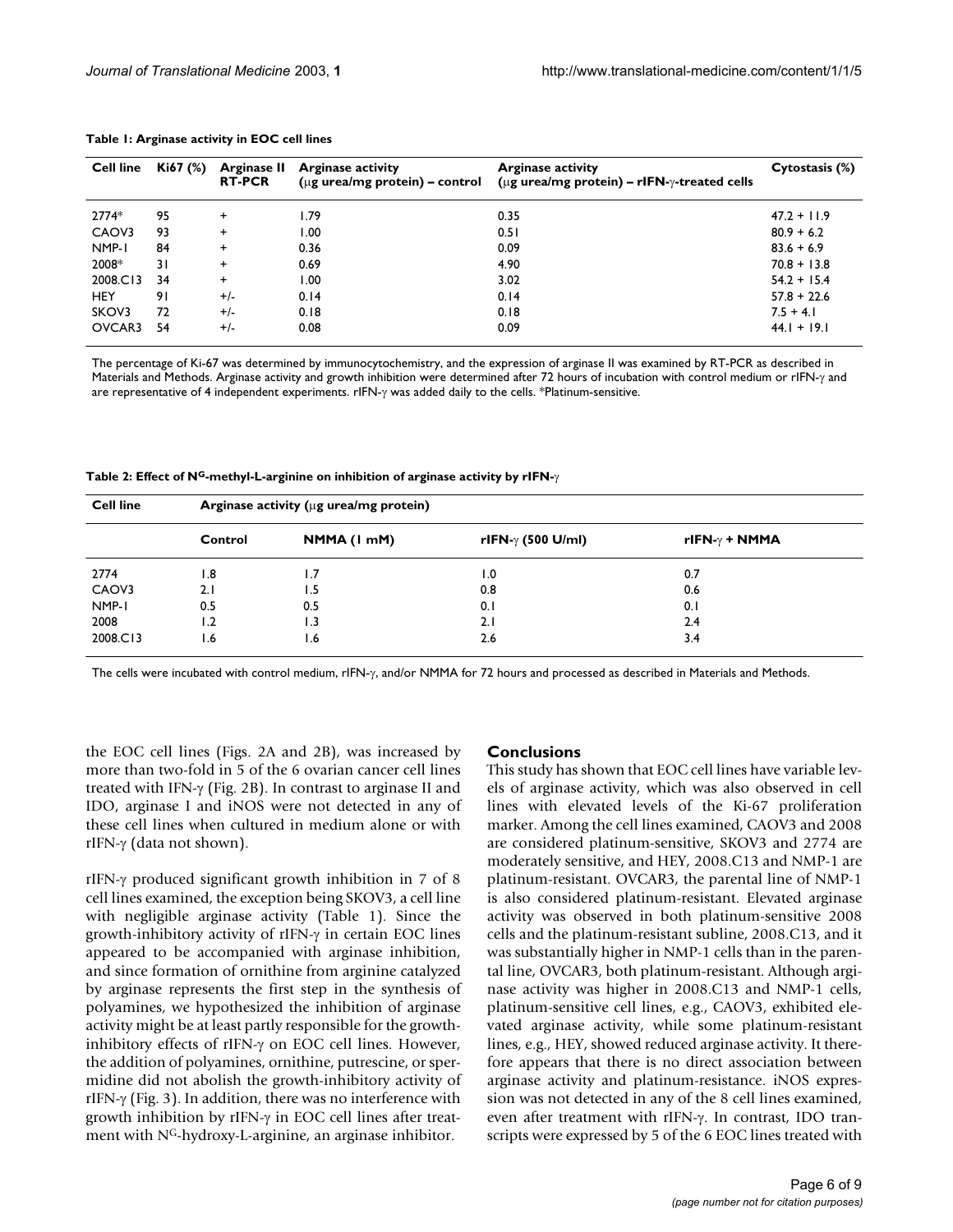**Table 1: Arginase activity in EOC cell lines**

| Cell line | Ki67 (%) | Arginase II RT-PCR | Arginase activity (μg urea/mg protein) – control | Arginase activity (μg urea/mg protein) – rIFN-γ-treated cells | Cytostasis (%) |
|---|---|---|---|---|---|
| 2774* | 95 | + | 1.79 | 0.35 | 47.2 + 11.9 |
| CAOV3 | 93 | + | 1.00 | 0.51 | 80.9 + 6.2 |
| NMP-1 | 84 | + | 0.36 | 0.09 | 83.6 + 6.9 |
| 2008* | 31 | + | 0.69 | 4.90 | 70.8 + 13.8 |
| 2008.C13 | 34 | + | 1.00 | 3.02 | 54.2 + 15.4 |
| HEY | 91 | +/- | 0.14 | 0.14 | 57.8 + 22.6 |
| SKOV3 | 72 | +/- | 0.18 | 0.18 | 7.5 + 4.1 |
| OVCAR3 | 54 | +/- | 0.08 | 0.09 | 44.1 + 19.1 |

The percentage of Ki-67 was determined by immunocytochemistry, and the expression of arginase II was examined by RT-PCR as described in Materials and Methods. Arginase activity and growth inhibition were determined after 72 hours of incubation with control medium or rIFN-γ and are representative of 4 independent experiments. rIFN-γ was added daily to the cells. *Platinum-sensitive.

**Table 2: Effect of N^G-methyl-L-arginine on inhibition of arginase activity by rIFN-γ**

| Cell line | Arginase activity (μg urea/mg protein) | | | |
|---|---|---|---|---|
| | Control | NMMA (1 mM) | rIFN-γ (500 U/ml) | rIFN-γ + NMMA |
| 2774 | 1.8 | 1.7 | 1.0 | 0.7 |
| CAOV3 | 2.1 | 1.5 | 0.8 | 0.6 |
| NMP-1 | 0.5 | 0.5 | 0.1 | 0.1 |
| 2008 | 1.2 | 1.3 | 2.1 | 2.4 |
| 2008.C13 | 1.6 | 1.6 | 2.6 | 3.4 |

The cells were incubated with control medium, rIFN-γ, and/or NMMA for 72 hours and processed as described in Materials and Methods.

the EOC cell lines (Figs. 2A and 2B), was increased by more than two-fold in 5 of the 6 ovarian cancer cell lines treated with IFN-γ (Fig. 2B). In contrast to arginase II and IDO, arginase I and iNOS were not detected in any of these cell lines when cultured in medium alone or with rIFN-γ (data not shown).

rIFN-γ produced significant growth inhibition in 7 of 8 cell lines examined, the exception being SKOV3, a cell line with negligible arginase activity (Table 1). Since the growth-inhibitory activity of rIFN-γ in certain EOC lines appeared to be accompanied with arginase inhibition, and since formation of ornithine from arginine catalyzed by arginase represents the first step in the synthesis of polyamines, we hypothesized the inhibition of arginase activity might be at least partly responsible for the growth-inhibitory effects of rIFN-γ on EOC cell lines. However, the addition of polyamines, ornithine, putrescine, or spermidine did not abolish the growth-inhibitory activity of rIFN-γ (Fig. 3). In addition, there was no interference with growth inhibition by rIFN-γ in EOC cell lines after treatment with N^G-hydroxy-L-arginine, an arginase inhibitor.

## Conclusions

This study has shown that EOC cell lines have variable levels of arginase activity, which was also observed in cell lines with elevated levels of the Ki-67 proliferation marker. Among the cell lines examined, CAOV3 and 2008 are considered platinum-sensitive, SKOV3 and 2774 are moderately sensitive, and HEY, 2008.C13 and NMP-1 are platinum-resistant. OVCAR3, the parental line of NMP-1 is also considered platinum-resistant. Elevated arginase activity was observed in both platinum-sensitive 2008 cells and the platinum-resistant subline, 2008.C13, and it was substantially higher in NMP-1 cells than in the parental line, OVCAR3, both platinum-resistant. Although arginase activity was higher in 2008.C13 and NMP-1 cells, platinum-sensitive cell lines, e.g., CAOV3, exhibited elevated arginase activity, while some platinum-resistant lines, e.g., HEY, showed reduced arginase activity. It therefore appears that there is no direct association between arginase activity and platinum-resistance. iNOS expression was not detected in any of the 8 cell lines examined, even after treatment with rIFN-γ. In contrast, IDO transcripts were expressed by 5 of the 6 EOC lines treated with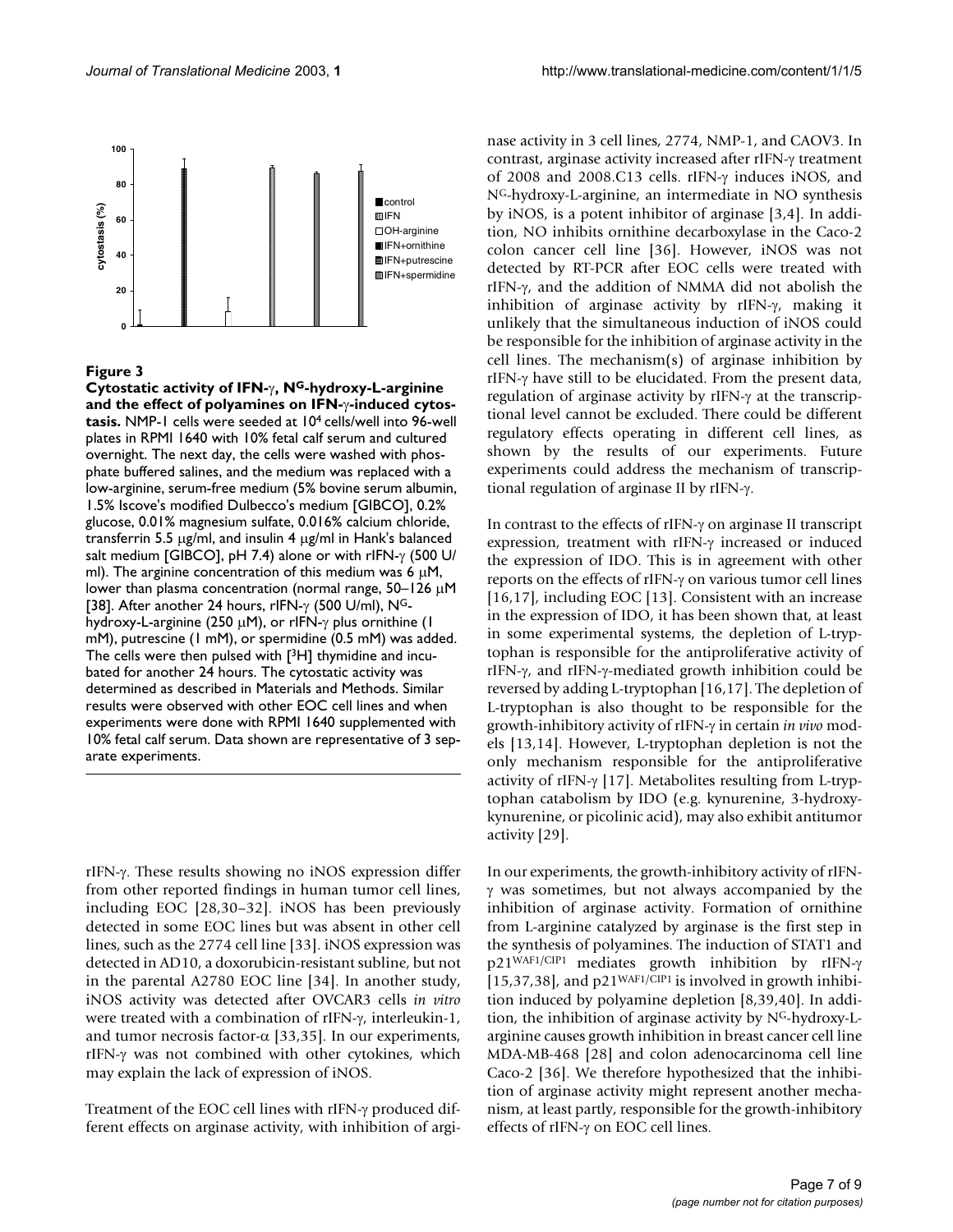**Figure 3**

**Cytostatic activity of IFN-γ, N$^{G}$-hydroxy-L-arginine and the effect of polyamines on IFN-γ-induced cytostasis.** NMP-1 cells were seeded at $10^4$ cells/well into 96-well plates in RPMI 1640 with 10% fetal calf serum and cultured overnight. The next day, the cells were washed with phosphate buffered salines, and the medium was replaced with a low-arginine, serum-free medium (5% bovine serum albumin, 1.5% Iscove's modified Dulbecco's medium [GIBCO], 0.2% glucose, 0.01% magnesium sulfate, 0.016% calcium chloride, transferrin 5.5 μg/ml, and insulin 4 μg/ml in Hank's balanced salt medium [GIBCO], pH 7.4) alone or with rIFN-γ (500 U/ml). The arginine concentration of this medium was 6 μM, lower than plasma concentration (normal range, 50–126 μM [38]. After another 24 hours, rIFN-γ (500 U/ml), N$^{G}$-hydroxy-L-arginine (250 μM), or rIFN-γ plus ornithine (1 mM), putrescine (1 mM), or spermidine (0.5 mM) was added. The cells were then pulsed with [$^3$H] thymidine and incubated for another 24 hours. The cytostatic activity was determined as described in Materials and Methods. Similar results were observed with other EOC cell lines and when experiments were done with RPMI 1640 supplemented with 10% fetal calf serum. Data shown are representative of 3 separate experiments.

rIFN-γ. These results showing no iNOS expression differ from other reported findings in human tumor cell lines, including EOC [28,30–32]. iNOS has been previously detected in some EOC lines but was absent in other cell lines, such as the 2774 cell line [33]. iNOS expression was detected in AD10, a doxorubicin-resistant subline, but not in the parental A2780 EOC line [34]. In another study, iNOS activity was detected after OVCAR3 cells *in vitro* were treated with a combination of rIFN-γ, interleukin-1, and tumor necrosis factor-α [33,35]. In our experiments, rIFN-γ was not combined with other cytokines, which may explain the lack of expression of iNOS.

Treatment of the EOC cell lines with rIFN-γ produced different effects on arginase activity, with inhibition of arginase activity in 3 cell lines, 2774, NMP-1, and CAOV3. In contrast, arginase activity increased after rIFN-γ treatment of 2008 and 2008.C13 cells. rIFN-γ induces iNOS, and N$^{G}$-hydroxy-L-arginine, an intermediate in NO synthesis by iNOS, is a potent inhibitor of arginase [3,4]. In addition, NO inhibits ornithine decarboxylase in the Caco-2 colon cancer cell line [36]. However, iNOS was not detected by RT-PCR after EOC cells were treated with rIFN-γ, and the addition of NMMA did not abolish the inhibition of arginase activity by rIFN-γ, making it unlikely that the simultaneous induction of iNOS could be responsible for the inhibition of arginase activity in the cell lines. The mechanism(s) of arginase inhibition by rIFN-γ have still to be elucidated. From the present data, regulation of arginase activity by rIFN-γ at the transcriptional level cannot be excluded. There could be different regulatory effects operating in different cell lines, as shown by the results of our experiments. Future experiments could address the mechanism of transcriptional regulation of arginase II by rIFN-γ.

In contrast to the effects of rIFN-γ on arginase II transcript expression, treatment with rIFN-γ increased or induced the expression of IDO. This is in agreement with other reports on the effects of rIFN-γ on various tumor cell lines [16,17], including EOC [13]. Consistent with an increase in the expression of IDO, it has been shown that, at least in some experimental systems, the depletion of L-tryptophan is responsible for the antiproliferative activity of rIFN-γ, and rIFN-γ-mediated growth inhibition could be reversed by adding L-tryptophan [16,17]. The depletion of L-tryptophan is also thought to be responsible for the growth-inhibitory activity of rIFN-γ in certain *in vivo* models [13,14]. However, L-tryptophan depletion is not the only mechanism responsible for the antiproliferative activity of rIFN-γ [17]. Metabolites resulting from L-tryptophan catabolism by IDO (e.g. kynurenine, 3-hydroxykynurenine, or picolinic acid), may also exhibit antitumor activity [29].

In our experiments, the growth-inhibitory activity of rIFN-γ was sometimes, but not always accompanied by the inhibition of arginase activity. Formation of ornithine from L-arginine catalyzed by arginase is the first step in the synthesis of polyamines. The induction of STAT1 and p21$^{WAF1/CIP1}$ mediates growth inhibition by rIFN-γ [15,37,38], and p21$^{WAF1/CIP1}$ is involved in growth inhibition induced by polyamine depletion [8,39,40]. In addition, the inhibition of arginase activity by N$^{G}$-hydroxy-L-arginine causes growth inhibition in breast cancer cell line MDA-MB-468 [28] and colon adenocarcinoma cell line Caco-2 [36]. We therefore hypothesized that the inhibition of arginase activity might represent another mechanism, at least partly, responsible for the growth-inhibitory effects of rIFN-γ on EOC cell lines.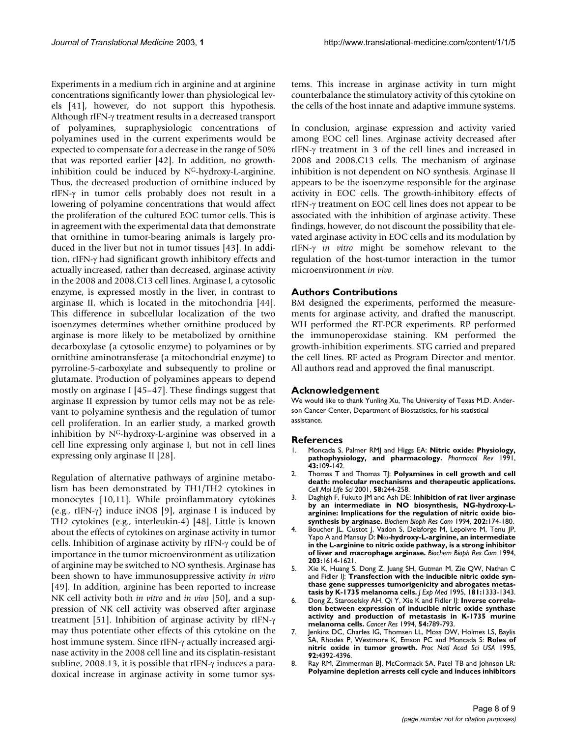Experiments in a medium rich in arginine and at arginine concentrations significantly lower than physiological levels [41], however, do not support this hypothesis. Although rIFN-γ treatment results in a decreased transport of polyamines, supraphysiologic concentrations of polyamines used in the current experiments would be expected to compensate for a decrease in the range of 50% that was reported earlier [42]. In addition, no growth-inhibition could be induced by $N^G$-hydroxy-L-arginine. Thus, the decreased production of ornithine induced by rIFN-γ in tumor cells probably does not result in a lowering of polyamine concentrations that would affect the proliferation of the cultured EOC tumor cells. This is in agreement with the experimental data that demonstrate that ornithine in tumor-bearing animals is largely produced in the liver but not in tumor tissues [43]. In addition, rIFN-γ had significant growth inhibitory effects and actually increased, rather than decreased, arginase activity in the 2008 and 2008.C13 cell lines. Arginase I, a cytosolic enzyme, is expressed mostly in the liver, in contrast to arginase II, which is located in the mitochondria [44]. This difference in subcellular localization of the two isoenzymes determines whether ornithine produced by arginase is more likely to be metabolized by ornithine decarboxylase (a cytosolic enzyme) to polyamines or by ornithine aminotransferase (a mitochondrial enzyme) to pyrroline-5-carboxylate and subsequently to proline or glutamate. Production of polyamines appears to depend mostly on arginase I [45–47]. These findings suggest that arginase II expression by tumor cells may not be as relevant to polyamine synthesis and the regulation of tumor cell proliferation. In an earlier study, a marked growth inhibition by $N^G$-hydroxy-L-arginine was observed in a cell line expressing only arginase I, but not in cell lines expressing only arginase II [28].

Regulation of alternative pathways of arginine metabolism has been demonstrated by TH1/TH2 cytokines in monocytes [10,11]. While proinflammatory cytokines (e.g., rIFN-γ) induce iNOS [9], arginase I is induced by TH2 cytokines (e.g., interleukin-4) [48]. Little is known about the effects of cytokines on arginase activity in tumor cells. Inhibition of arginase activity by rIFN-γ could be of importance in the tumor microenvironment as utilization of arginine may be switched to NO synthesis. Arginase has been shown to have immunosuppressive activity *in vitro* [49]. In addition, arginine has been reported to increase NK cell activity both *in vitro* and *in vivo* [50], and a suppression of NK cell activity was observed after arginase treatment [51]. Inhibition of arginase activity by rIFN-γ may thus potentiate other effects of this cytokine on the host immune system. Since rIFN-γ actually increased arginase activity in the 2008 cell line and its cisplatin-resistant subline, 2008.13, it is possible that rIFN-γ induces a paradoxical increase in arginase activity in some tumor systems. This increase in arginase activity in turn might counterbalance the stimulatory activity of this cytokine on the cells of the host innate and adaptive immune systems.

In conclusion, arginase expression and activity varied among EOC cell lines. Arginase activity decreased after rIFN-γ treatment in 3 of the cell lines and increased in 2008 and 2008.C13 cells. The mechanism of arginase inhibition is not dependent on NO synthesis. Arginase II appears to be the isoenzyme responsible for the arginase activity in EOC cells. The growth-inhibitory effects of rIFN-γ treatment on EOC cell lines does not appear to be associated with the inhibition of arginase activity. These findings, however, do not discount the possibility that elevated arginase activity in EOC cells and its modulation by rIFN-γ *in vitro* might be somehow relevant to the regulation of the host-tumor interaction in the tumor microenvironment *in vivo*.

## Authors Contributions

BM designed the experiments, performed the measurements for arginase activity, and drafted the manuscript. WH performed the RT-PCR experiments. RP performed the immunoperoxidase staining. KM performed the growth-inhibition experiments. STG carried and prepared the cell lines. RF acted as Program Director and mentor. All authors read and approved the final manuscript.

## Acknowledgement

We would like to thank Yunling Xu, The University of Texas M.D. Anderson Cancer Center, Department of Biostatistics, for his statistical assistance.

## References

1. Moncada S, Palmer RMJ and Higgs EA: **Nitric oxide: Physiology, pathophysiology, and pharmacology.** *Pharmacol Rev* 1991, **43:**109-142.
2. Thomas T and Thomas TJ: **Polyamines in cell growth and cell death: molecular mechanisms and therapeutic applications.** *Cell Mol Life Sci* 2001, **58:**244-258.
3. Daghigh F, Fukuto JM and Ash DE: **Inhibition of rat liver arginase by an intermediate in NO biosynthesis, NG-hydroxy-L-arginine: Implications for the regulation of nitric oxide biosynthesis by arginase.** *Biochem Bioph Res Com* 1994, **202:**174-180.
4. Boucher JL, Custot J, Vadon S, Delaforge M, Lepoivre M, Tenu JP, Yapo A and Mansuy D: **Nω-hydroxy-L-arginine, an intermediate in the L-arginine to nitric oxide pathway, is a strong inhibitor of liver and macrophage arginase.** *Biochem Bioph Res Com* 1994, **203:**1614-1621.
5. Xie K, Huang S, Dong Z, Juang SH, Gutman M, Zie QW, Nathan C and Fidler IJ: **Transfection with the inducible nitric oxide synthase gene suppresses tumorigenicity and abrogates metastasis by K-1735 melanoma cells.** *J Exp Med* 1995, **181:**1333-1343.
6. Dong Z, Staroselsky AH, Qi Y, Xie K and Fidler IJ: **Inverse correlation between expression of inducible nitric oxide synthase activity and production of metastasis in K-1735 murine melanoma cells.** *Cancer Res* 1994, **54:**789-793.
7. Jenkins DC, Charles IG, Thomsen LL, Moss DW, Holmes LS, Baylis SA, Rhodes P, Westmore K, Emson PC and Moncada S: **Roles of nitric oxide in tumor growth.** *Proc Natl Acad Sci USA* 1995, **92:**4392-4396.
8. Ray RM, Zimmerman BJ, McCormack SA, Patel TB and Johnson LR: **Polyamine depletion arrests cell cycle and induces inhibitors**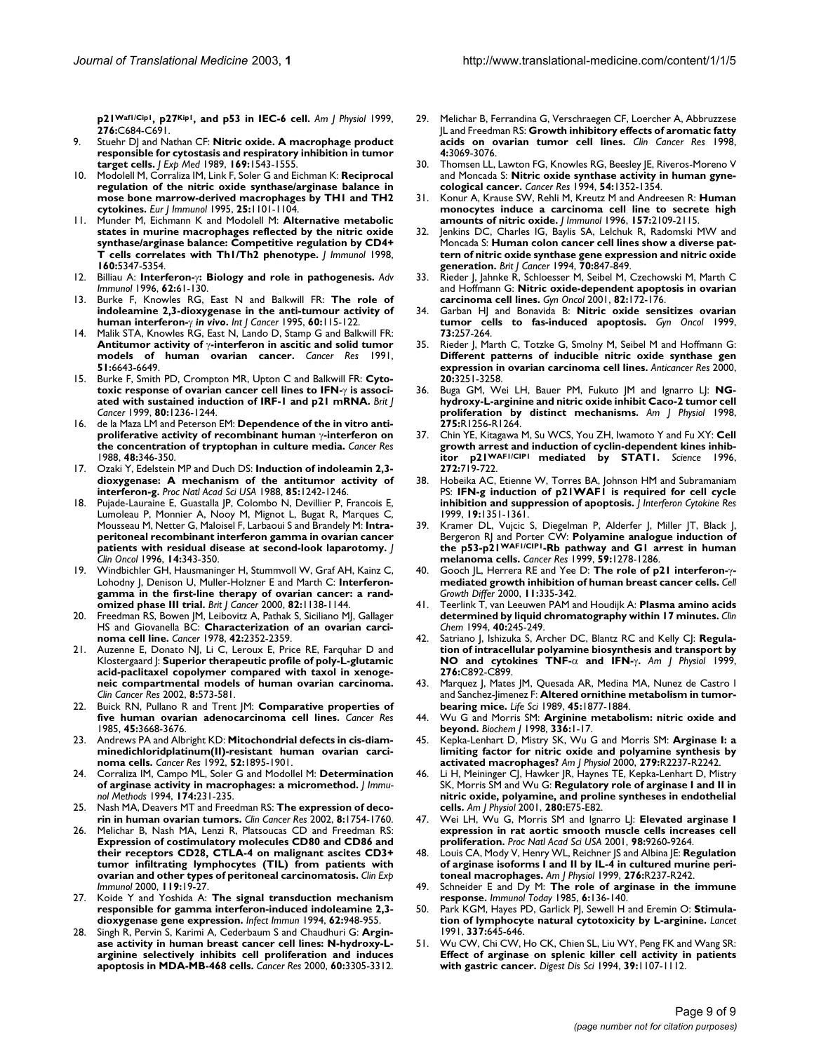p21[Waf1/Cip1], p27[Kip1], and p53 in IEC-6 cell. *Am J Physiol* 1999, **276:**C684-C691.

9. Stuehr DJ and Nathan CF: **Nitric oxide. A macrophage product responsible for cytostasis and respiratory inhibition in tumor target cells.** *J Exp Med* 1989, **169:**1543-1555.
10. Modolell M, Corraliza IM, Link F, Soler G and Eichman K: **Reciprocal regulation of the nitric oxide synthase/arginase balance in mose bone marrow-derived macrophages by TH1 and TH2 cytokines.** *Eur J Immunol* 1995, **25:**1101-1104.
11. Munder M, Eichmann K and Modolell M: **Alternative metabolic states in murine macrophages reflected by the nitric oxide synthase/arginase balance: Competitive regulation by CD4+ T cells correlates with Th1/Th2 phenotype.** *J Immunol* 1998, **160:**5347-5354.
12. Billiau A: **Interferon-γ: Biology and role in pathogenesis.** *Adv Immunol* 1996, **62:**61-130.
13. Burke F, Knowles RG, East N and Balkwill FR: **The role of indoleamine 2,3-dioxygenase in the anti-tumour activity of human interferon-γ *in vivo*.** *Int J Cancer* 1995, **60:**115-122.
14. Malik STA, Knowles RG, East N, Lando D, Stamp G and Balkwill FR: **Antitumor activity of γ-interferon in ascitic and solid tumor models of human ovarian cancer.** *Cancer Res* 1991, **51:**6643-6649.
15. Burke F, Smith PD, Crompton MR, Upton C and Balkwill FR: **Cytotoxic response of ovarian cancer cell lines to IFN-γ is associated with sustained induction of IRF-1 and p21 mRNA.** *Brit J Cancer* 1999, **80:**1236-1244.
16. de la Maza LM and Peterson EM: **Dependence of the in vitro antiproliferative activity of recombinant human γ-interferon on the concentration of tryptophan in culture media.** *Cancer Res* 1988, **48:**346-350.
17. Ozaki Y, Edelstein MP and Duch DS: **Induction of indoleamin 2,3-dioxygenase: A mechanism of the antitumor activity of interferon-g.** *Proc Natl Acad Sci USA* 1988, **85:**1242-1246.
18. Pujade-Lauraine E, Guastalla JP, Colombo N, Devillier P, Francois E, Lumoleau P, Monnier A, Nooy M, Mignot L, Bugat R, Marques C, Mousseau M, Netter G, Maloisel F, Larbaoui S and Brandely M: **Intraperitoneal recombinant interferon gamma in ovarian cancer patients with residual disease at second-look laparotomy.** *J Clin Oncol* 1996, **14:**343-350.
19. Windbichler GH, Hausmaninger H, Stummvoll W, Graf AH, Kainz C, Lohodny J, Denison U, Muller-Holzner E and Marth C: **Interferon-gamma in the first-line therapy of ovarian cancer: a randomized phase III trial.** *Brit J Cancer* 2000, **82:**1138-1144.
20. Freedman RS, Bowen JM, Leibovitz A, Pathak S, Siciliano MJ, Gallager HS and Giovanella BC: **Characterization of an ovarian carcinoma cell line.** *Cancer* 1978, **42:**2352-2359.
21. Auzenne E, Donato NJ, Li C, Leroux E, Price RE, Farquhar D and Klostergaard J: **Superior therapeutic profile of poly-L-glutamic acid-paclitaxel copolymer compared with taxol in xenogeneic compartmental models of human ovarian carcinoma.** *Clin Cancer Res* 2002, **8:**573-581.
22. Buick RN, Pullano R and Trent JM: **Comparative properties of five human ovarian adenocarcinoma cell lines.** *Cancer Res* 1985, **45:**3668-3676.
23. Andrews PA and Albright KD: **Mitochondrial defects in cis-diamminedichloridplatinum(II)-resistant human ovarian carcinoma cells.** *Cancer Res* 1992, **52:**1895-1901.
24. Corraliza IM, Campo ML, Soler G and Modollel M: **Determination of arginase activity in macrophages: a micromethod.** *J Immunol Methods* 1994, **174:**231-235.
25. Nash MA, Deavers MT and Freedman RS: **The expression of decorin in human ovarian tumors.** *Clin Cancer Res* 2002, **8:**1754-1760.
26. Melichar B, Nash MA, Lenzi R, Platsoucas CD and Freedman RS: **Expression of costimulatory molecules CD80 and CD86 and their receptors CD28, CTLA-4 on malignant ascites CD3+ tumor infiltrating lymphocytes (TIL) from patients with ovarian and other types of peritoneal carcinomatosis.** *Clin Exp Immunol* 2000, **119:**19-27.
27. Koide Y and Yoshida A: **The signal transduction mechanism responsible for gamma interferon-induced indoleamine 2,3-dioxygenase gene expression.** *Infect Immun* 1994, **62:**948-955.
28. Singh R, Pervin S, Karimi A, Cederbaum S and Chaudhuri G: **Arginase activity in human breast cancer cell lines: N-hydroxy-L-arginine selectively inhibits cell proliferation and induces apoptosis in MDA-MB-468 cells.** *Cancer Res* 2000, **60:**3305-3312.
29. Melichar B, Ferrandina G, Verschraegen CF, Loercher A, Abbruzzese JL and Freedman RS: **Growth inhibitory effects of aromatic fatty acids on ovarian tumor cell lines.** *Clin Cancer Res* 1998, **4:**3069-3076.
30. Thomsen LL, Lawton FG, Knowles RG, Beesley JE, Riveros-Moreno V and Moncada S: **Nitric oxide synthase activity in human gynecological cancer.** *Cancer Res* 1994, **54:**1352-1354.
31. Konur A, Krause SW, Rehli M, Kreutz M and Andreesen R: **Human monocytes induce a carcinoma cell line to secrete high amounts of nitric oxide.** *J Immunol* 1996, **157:**2109-2115.
32. Jenkins DC, Charles IG, Baylis SA, Lelchuk R, Radomski MW and Moncada S: **Human colon cancer cell lines show a diverse pattern of nitric oxide synthase gene expression and nitric oxide generation.** *Brit J Cancer* 1994, **70:**847-849.
33. Rieder J, Jahnke R, Schloesser M, Seibel M, Czechowski M, Marth C and Hoffmann G: **Nitric oxide-dependent apoptosis in ovarian carcinoma cell lines.** *Gyn Oncol* 2001, **82:**172-176.
34. Garban HJ and Bonavida B: **Nitric oxide sensitizes ovarian tumor cells to fas-induced apoptosis.** *Gyn Oncol* 1999, **73:**257-264.
35. Rieder J, Marth C, Totzke G, Smolny M, Seibel M and Hoffmann G: **Different patterns of inducible nitric oxide synthase gen expression in ovarian carcinoma cell lines.** *Anticancer Res* 2000, **20:**3251-3258.
36. Buga GM, Wei LH, Bauer PM, Fukuto JM and Ignarro LJ: **NG-hydroxy-L-arginine and nitric oxide inhibit Caco-2 tumor cell proliferation by distinct mechanisms.** *Am J Physiol* 1998, **275:**R1256-R1264.
37. Chin YE, Kitagawa M, Su WCS, You ZH, Iwamoto Y and Fu XY: **Cell growth arrest and induction of cyclin-dependent kines inhibitor p21[WAF1/CIP1] mediated by STAT1.** *Science* 1996, **272:**719-722.
38. Hobeika AC, Etienne W, Torres BA, Johnson HM and Subramaniam PS: **IFN-g induction of p21WAF1 is required for cell cycle inhibition and suppression of apoptosis.** *J Interferon Cytokine Res* 1999, **19:**1351-1361.
39. Kramer DL, Vujcic S, Diegelman P, Alderfer J, Miller JT, Black J, Bergeron RJ and Porter CW: **Polyamine analogue induction of the p53-p21[WAF1/CIP1]-Rb pathway and G1 arrest in human melanoma cells.** *Cancer Res* 1999, **59:**1278-1286.
40. Gooch JL, Herrera RE and Yee D: **The role of p21 interferon-γ-mediated growth inhibition of human breast cancer cells.** *Cell Growth Differ* 2000, **11:**335-342.
41. Teerlink T, van Leeuwen PAM and Houdijk A: **Plasma amino acids determined by liquid chromatography within 17 minutes.** *Clin Chem* 1994, **40:**245-249.
42. Satriano J, Ishizuka S, Archer DC, Blantz RC and Kelly CJ: **Regulation of intracellular polyamine biosynthesis and transport by NO and cytokines TNF-α and IFN-γ.** *Am J Physiol* 1999, **276:**C892-C899.
43. Marquez J, Mates JM, Quesada AR, Medina MA, Nunez de Castro I and Sanchez-Jimenez F: **Altered ornithine metabolism in tumor-bearing mice.** *Life Sci* 1989, **45:**1877-1884.
44. Wu G and Morris SM: **Arginine metabolism: nitric oxide and beyond.** *Biochem J* 1998, **336:**1-17.
45. Kepka-Lenhart D, Mistry SK, Wu G and Morris SM: **Arginase I: a limiting factor for nitric oxide and polyamine synthesis by activated macrophages?** *Am J Physiol* 2000, **279:**R2237-R2242.
46. Li H, Meininger CJ, Hawker JR, Haynes TE, Kepka-Lenhart D, Mistry SK, Morris SM and Wu G: **Regulatory role of arginase I and II in nitric oxide, polyamine, and proline syntheses in endothelial cells.** *Am J Physiol* 2001, **280:**E75-E82.
47. Wei LH, Wu G, Morris SM and Ignarro LJ: **Elevated arginase I expression in rat aortic smooth muscle cells increases cell proliferation.** *Proc Natl Acad Sci USA* 2001, **98:**9260-9264.
48. Louis CA, Mody V, Henry WL, Reichner JS and Albina JE: **Regulation of arginase isoforms I and II by IL-4 in cultured murine peritoneal macrophages.** *Am J Physiol* 1999, **276:**R237-R242.
49. Schneider E and Dy M: **The role of arginase in the immune response.** *Immunol Today* 1985, **6:**136-140.
50. Park KGM, Hayes PD, Garlick PJ, Sewell H and Eremin O: **Stimulation of lymphocyte natural cytotoxicity by L-arginine.** *Lancet* 1991, **337:**645-646.
51. Wu CW, Chi CW, Ho CK, Chien SL, Liu WY, Peng FK and Wang SR: **Effect of arginase on splenic killer cell activity in patients with gastric cancer.** *Digest Dis Sci* 1994, **39:**1107-1112.